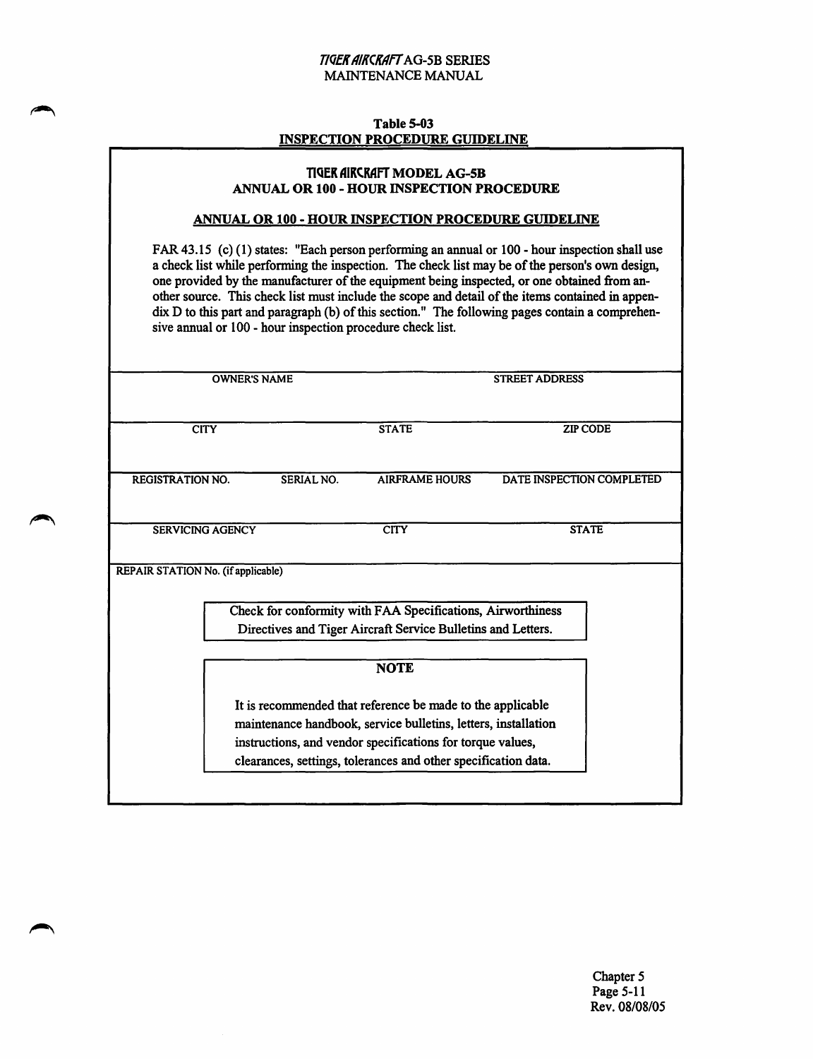**Table 5-03**

**INSPECTION PROCEDURE GUIDELINE**

## TIGER AIRCRAFT MODEL AG-5B
## ANNUAL OR 100 - HOUR INSPECTION PROCEDURE

### ANNUAL OR 100 - HOUR INSPECTION PROCEDURE GUIDELINE

FAR 43.15 (c) (1) states: "Each person performing an annual or 100 - hour inspection shall use a check list while performing the inspection. The check list may be of the person's own design, one provided by the manufacturer of the equipment being inspected, or one obtained from another source. This check list must include the scope and detail of the items contained in appendix D to this part and paragraph (b) of this section." The following pages contain a comprehensive annual or 100 - hour inspection procedure check list.

| OWNER'S NAME | | STREET ADDRESS | |
|---|---|---|---|
| | | | |

| CITY | STATE | ZIP CODE |
|---|---|---|
| | | |

| REGISTRATION NO. | SERIAL NO. | AIRFRAME HOURS | DATE INSPECTION COMPLETED |
|---|---|---|---|
| | | | |

| SERVICING AGENCY | CITY | STATE |
|---|---|---|
| | | |

REPAIR STATION No. (if applicable)

Check for conformity with FAA Specifications, Airworthiness Directives and Tiger Aircraft Service Bulletins and Letters.

**NOTE**

It is recommended that reference be made to the applicable maintenance handbook, service bulletins, letters, installation instructions, and vendor specifications for torque values, clearances, settings, tolerances and other specification data.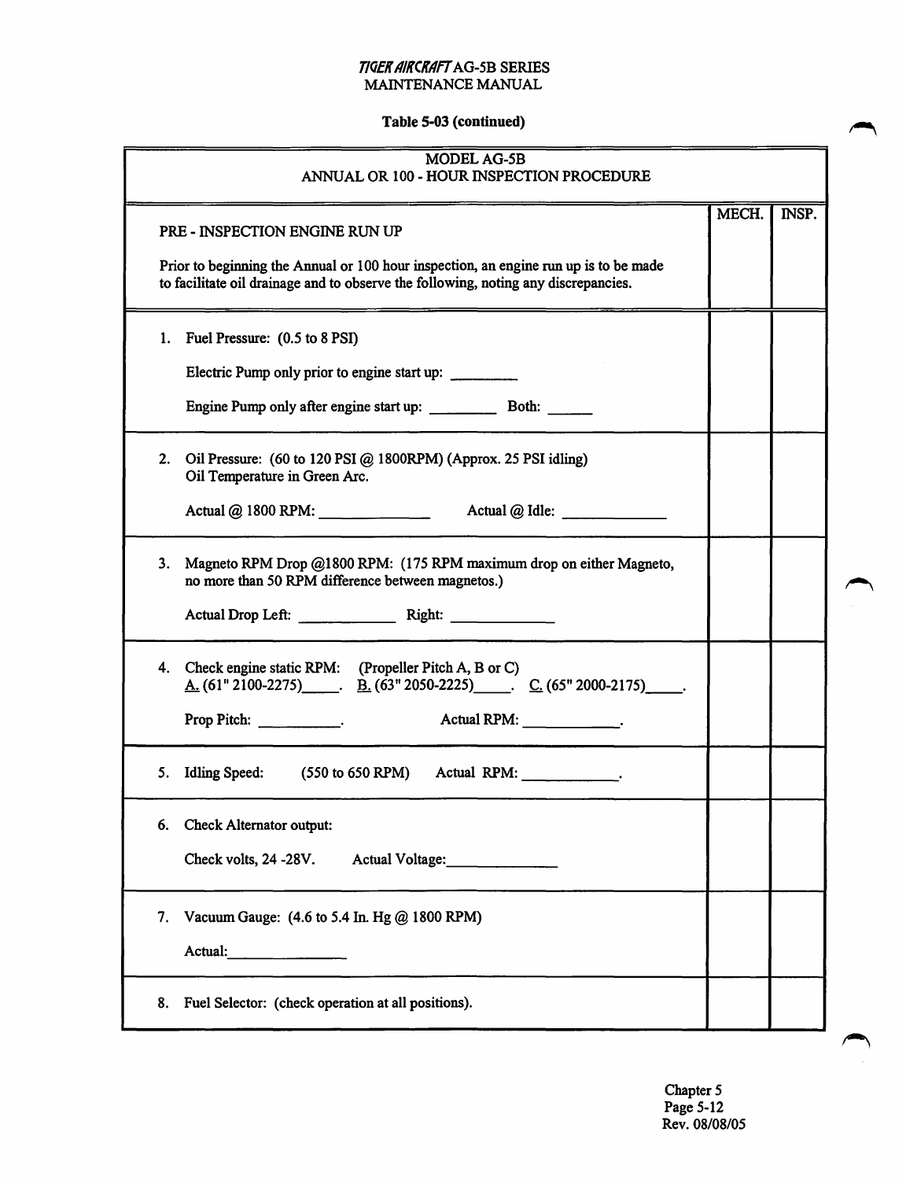**Table 5-03 (continued)**

| MODEL AG-5B<br>ANNUAL OR 100 - HOUR INSPECTION PROCEDURE | | |
|---|---|---|
| PRE - INSPECTION ENGINE RUN UP<br><br>Prior to beginning the Annual or 100 hour inspection, an engine run up is to be made to facilitate oil drainage and to observe the following, noting any discrepancies. | MECH. | INSP. |
| 1. Fuel Pressure: (0.5 to 8 PSI)<br><br>Electric Pump only prior to engine start up: ________<br><br>Engine Pump only after engine start up: ________ Both: _____ | | |
| 2. Oil Pressure: (60 to 120 PSI @ 1800RPM) (Approx. 25 PSI idling)<br>Oil Temperature in Green Arc.<br><br>Actual @ 1800 RPM: ____________ Actual @ Idle: ____________ | | |
| 3. Magneto RPM Drop @1800 RPM: (175 RPM maximum drop on either Magneto, no more than 50 RPM difference between magnetos.)<br><br>Actual Drop Left: ____________ Right: ____________ | | |
| 4. Check engine static RPM: (Propeller Pitch A, B or C)<br>A. (61" 2100-2275)_____. B. (63" 2050-2225)_____. C. (65" 2000-2175)_____.<br><br>Prop Pitch: __________. Actual RPM: ___________. | | |
| 5. Idling Speed: (550 to 650 RPM) Actual RPM: ___________. | | |
| 6. Check Alternator output:<br><br>Check volts, 24 -28V. Actual Voltage:____________ | | |
| 7. Vacuum Gauge: (4.6 to 5.4 In. Hg @ 1800 RPM)<br><br>Actual:_____________ | | |
| 8. Fuel Selector: (check operation at all positions). | | |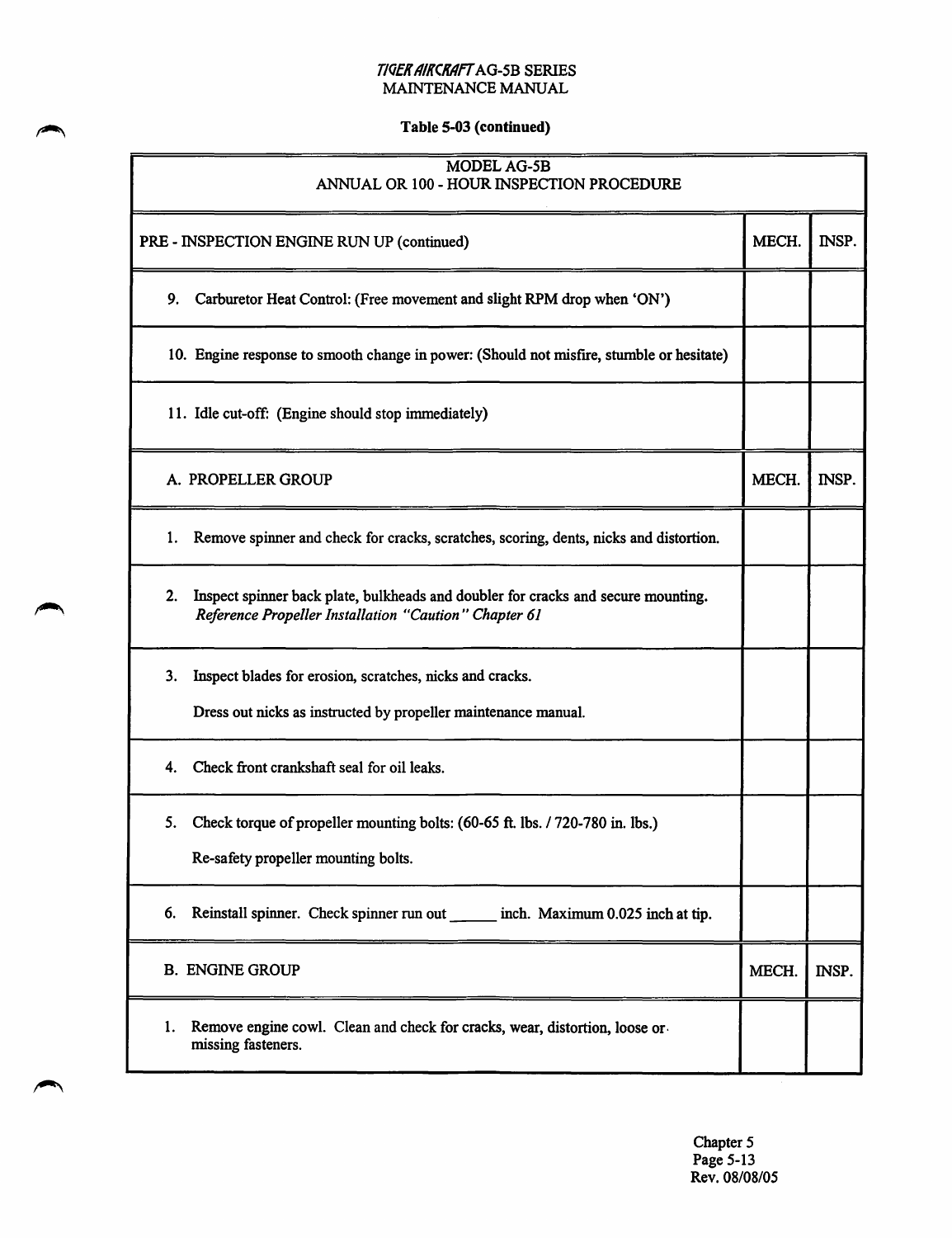## Table 5-03 (continued)

| MODEL AG-5B<br>ANNUAL OR 100 - HOUR INSPECTION PROCEDURE | | |
|---|---|---|
| PRE - INSPECTION ENGINE RUN UP (continued) | MECH. | INSP. |
| 9. Carburetor Heat Control: (Free movement and slight RPM drop when 'ON') | | |
| 10. Engine response to smooth change in power: (Should not misfire, stumble or hesitate) | | |
| 11. Idle cut-off: (Engine should stop immediately) | | |
| A. PROPELLER GROUP | MECH. | INSP. |
| 1. Remove spinner and check for cracks, scratches, scoring, dents, nicks and distortion. | | |
| 2. Inspect spinner back plate, bulkheads and doubler for cracks and secure mounting.<br>*Reference Propeller Installation "Caution" Chapter 61* | | |
| 3. Inspect blades for erosion, scratches, nicks and cracks.<br>Dress out nicks as instructed by propeller maintenance manual. | | |
| 4. Check front crankshaft seal for oil leaks. | | |
| 5. Check torque of propeller mounting bolts: (60-65 ft. lbs. / 720-780 in. lbs.)<br>Re-safety propeller mounting bolts. | | |
| 6. Reinstall spinner. Check spinner run out ______ inch. Maximum 0.025 inch at tip. | | |
| B. ENGINE GROUP | MECH. | INSP. |
| 1. Remove engine cowl. Clean and check for cracks, wear, distortion, loose or missing fasteners. | | |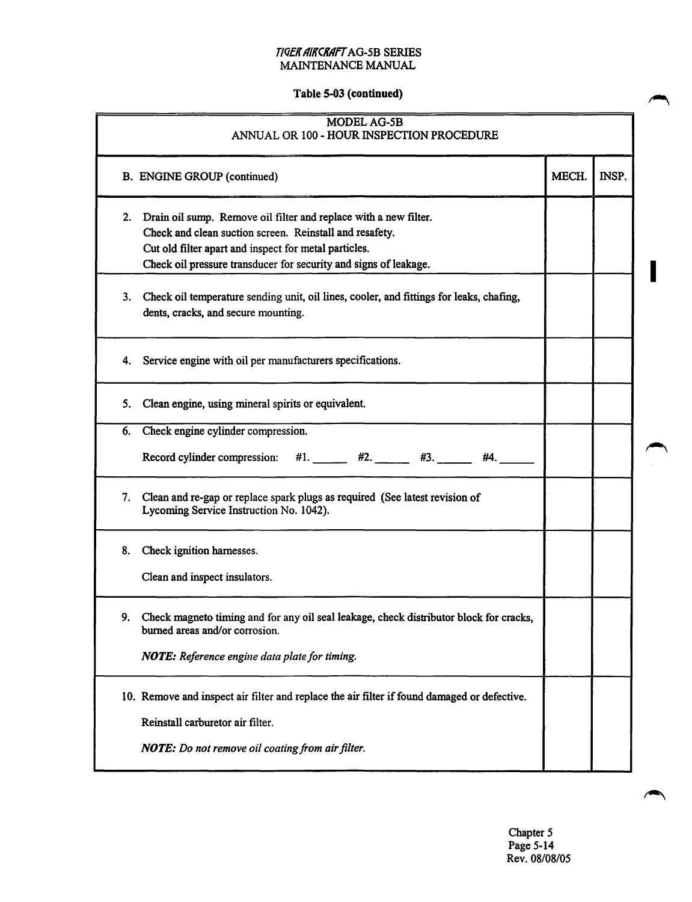**Table 5-03 (continued)**

| MODEL AG-5B ANNUAL OR 100 - HOUR INSPECTION PROCEDURE | | |
|---|---|---|
| B. ENGINE GROUP (continued) | MECH. | INSP. |
| 2. Drain oil sump. Remove oil filter and replace with a new filter. Check and clean suction screen. Reinstall and resafety. Cut old filter apart and inspect for metal particles. Check oil pressure transducer for security and signs of leakage. | | |
| 3. Check oil temperature sending unit, oil lines, cooler, and fittings for leaks, chafing, dents, cracks, and secure mounting. | | |
| 4. Service engine with oil per manufacturers specifications. | | |
| 5. Clean engine, using mineral spirits or equivalent. | | |
| 6. Check engine cylinder compression. Record cylinder compression: #1. ______ #2. ______ #3. ______ #4. ______ | | |
| 7. Clean and re-gap or replace spark plugs as required (See latest revision of Lycoming Service Instruction No. 1042). | | |
| 8. Check ignition harnesses. Clean and inspect insulators. | | |
| 9. Check magneto timing and for any oil seal leakage, check distributor block for cracks, burned areas and/or corrosion. ***NOTE:*** *Reference engine data plate for timing.* | | |
| 10. Remove and inspect air filter and replace the air filter if found damaged or defective. Reinstall carburetor air filter. ***NOTE:*** *Do not remove oil coating from air filter.* | | |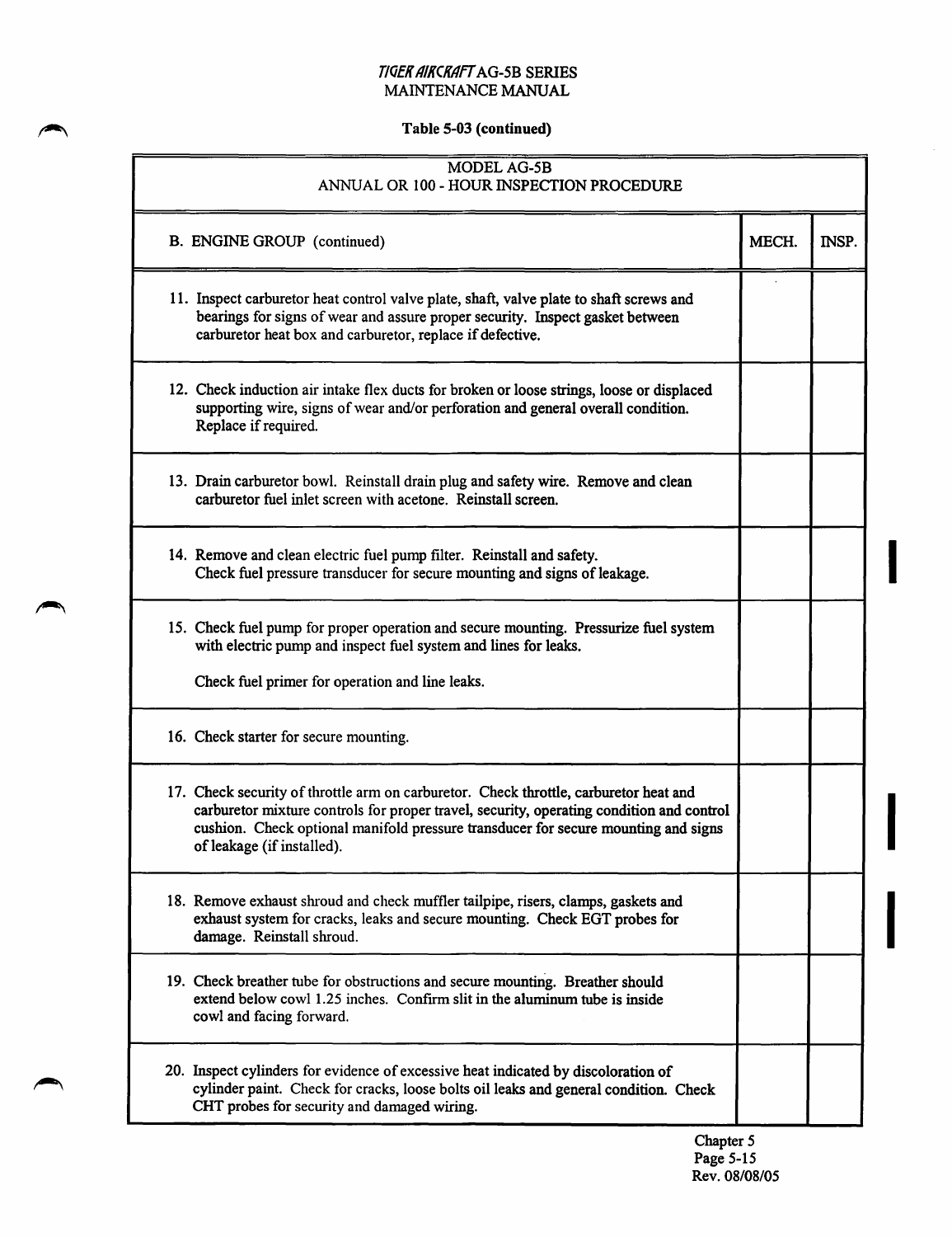Table 5-03 (continued)

| MODEL AG-5B<br>ANNUAL OR 100 - HOUR INSPECTION PROCEDURE | | |
|---|---|---|
| B. ENGINE GROUP (continued) | MECH. | INSP. |
| 11. Inspect carburetor heat control valve plate, shaft, valve plate to shaft screws and bearings for signs of wear and assure proper security. Inspect gasket between carburetor heat box and carburetor, replace if defective. | | |
| 12. Check induction air intake flex ducts for broken or loose strings, loose or displaced supporting wire, signs of wear and/or perforation and general overall condition. Replace if required. | | |
| 13. Drain carburetor bowl. Reinstall drain plug and safety wire. Remove and clean carburetor fuel inlet screen with acetone. Reinstall screen. | | |
| 14. Remove and clean electric fuel pump filter. Reinstall and safety. Check fuel pressure transducer for secure mounting and signs of leakage. | | |
| 15. Check fuel pump for proper operation and secure mounting. Pressurize fuel system with electric pump and inspect fuel system and lines for leaks.<br><br>Check fuel primer for operation and line leaks. | | |
| 16. Check starter for secure mounting. | | |
| 17. Check security of throttle arm on carburetor. Check throttle, carburetor heat and carburetor mixture controls for proper travel, security, operating condition and control cushion. Check optional manifold pressure transducer for secure mounting and signs of leakage (if installed). | | |
| 18. Remove exhaust shroud and check muffler tailpipe, risers, clamps, gaskets and exhaust system for cracks, leaks and secure mounting. Check EGT probes for damage. Reinstall shroud. | | |
| 19. Check breather tube for obstructions and secure mounting. Breather should extend below cowl 1.25 inches. Confirm slit in the aluminum tube is inside cowl and facing forward. | | |
| 20. Inspect cylinders for evidence of excessive heat indicated by discoloration of cylinder paint. Check for cracks, loose bolts oil leaks and general condition. Check CHT probes for security and damaged wiring. | | |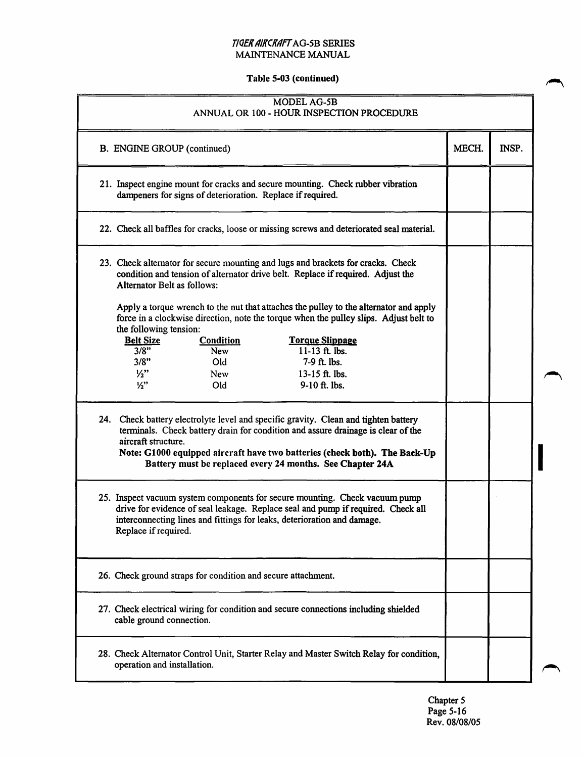**Table 5-03 (continued)**

| MODEL AG-5B<br>ANNUAL OR 100 - HOUR INSPECTION PROCEDURE | | |
|---|---|---|
| B. ENGINE GROUP (continued) | MECH. | INSP. |
| 21. Inspect engine mount for cracks and secure mounting. Check rubber vibration dampeners for signs of deterioration. Replace if required. | | |
| 22. Check all baffles for cracks, loose or missing screws and deteriorated seal material. | | |
| 23. Check alternator for secure mounting and lugs and brackets for cracks. Check condition and tension of alternator drive belt. Replace if required. Adjust the Alternator Belt as follows:<br><br>Apply a torque wrench to the nut that attaches the pulley to the alternator and apply force in a clockwise direction, note the torque when the pulley slips. Adjust belt to the following tension:<br>**Belt Size** / **Condition** / **Torque Slippage**<br>3/8" / New / 11-13 ft. lbs.<br>3/8" / Old / 7-9 ft. lbs.<br>½" / New / 13-15 ft. lbs.<br>½" / Old / 9-10 ft. lbs. | | |
| 24. Check battery electrolyte level and specific gravity. Clean and tighten battery terminals. Check battery drain for condition and assure drainage is clear of the aircraft structure.<br>**Note: G1000 equipped aircraft have two batteries (check both). The Back-Up Battery must be replaced every 24 months. See Chapter 24A** | | |
| 25. Inspect vacuum system components for secure mounting. Check vacuum pump drive for evidence of seal leakage. Replace seal and pump if required. Check all interconnecting lines and fittings for leaks, deterioration and damage. Replace if required. | | |
| 26. Check ground straps for condition and secure attachment. | | |
| 27. Check electrical wiring for condition and secure connections including shielded cable ground connection. | | |
| 28. Check Alternator Control Unit, Starter Relay and Master Switch Relay for condition, operation and installation. | | |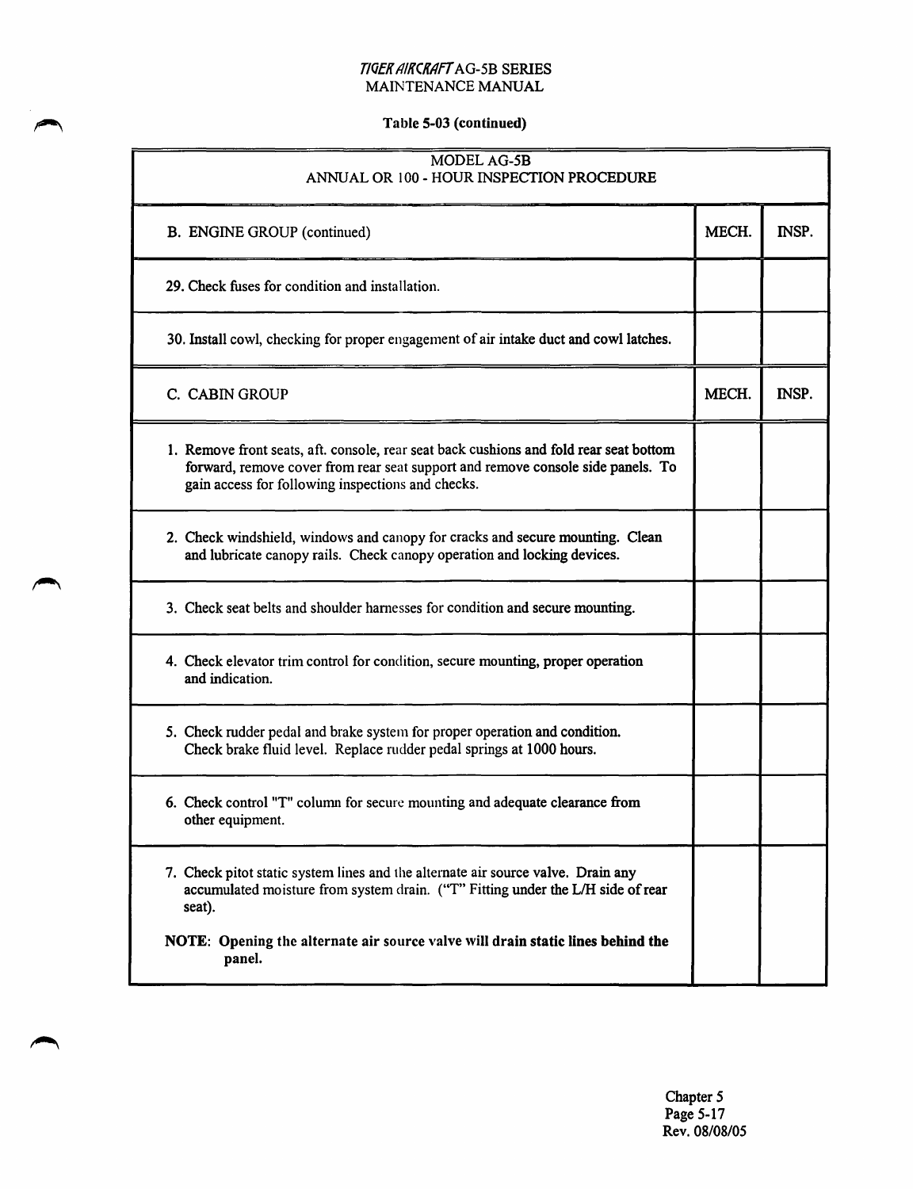Table 5-03 (continued)

| MODEL AG-5B<br>ANNUAL OR 100 - HOUR INSPECTION PROCEDURE | | |
|---|---|---|
| B. ENGINE GROUP (continued) | MECH. | INSP. |
| 29. Check fuses for condition and installation. | | |
| 30. Install cowl, checking for proper engagement of air intake duct and cowl latches. | | |
| C. CABIN GROUP | MECH. | INSP. |
| 1. Remove front seats, aft. console, rear seat back cushions and fold rear seat bottom forward, remove cover from rear seat support and remove console side panels. To gain access for following inspections and checks. | | |
| 2. Check windshield, windows and canopy for cracks and secure mounting. Clean and lubricate canopy rails. Check canopy operation and locking devices. | | |
| 3. Check seat belts and shoulder harnesses for condition and secure mounting. | | |
| 4. Check elevator trim control for condition, secure mounting, proper operation and indication. | | |
| 5. Check rudder pedal and brake system for proper operation and condition. Check brake fluid level. Replace rudder pedal springs at 1000 hours. | | |
| 6. Check control "T" column for secure mounting and adequate clearance from other equipment. | | |
| 7. Check pitot static system lines and the alternate air source valve. Drain any accumulated moisture from system drain. ("T" Fitting under the L/H side of rear seat).<br><br>**NOTE: Opening the alternate air source valve will drain static lines behind the panel.** | | |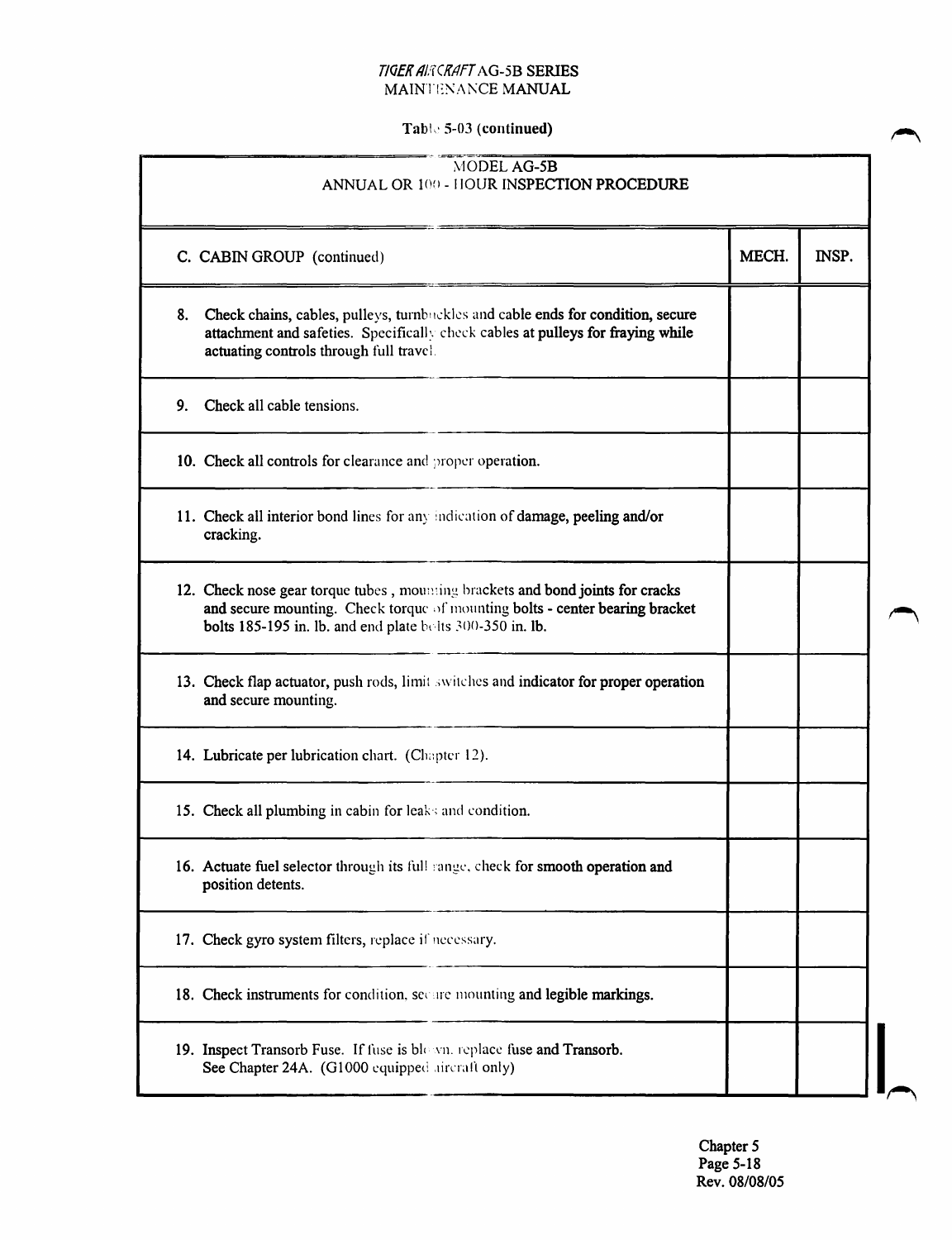Table 5-03 (continued)

| MODEL AG-5B<br>ANNUAL OR 100 - HOUR INSPECTION PROCEDURE | | |
|---|---|---|
| C. CABIN GROUP (continued) | MECH. | INSP. |
| 8. Check chains, cables, pulleys, turnbuckles and cable ends for condition, secure attachment and safeties. Specifically check cables at pulleys for fraying while actuating controls through full travel. | | |
| 9. Check all cable tensions. | | |
| 10. Check all controls for clearance and proper operation. | | |
| 11. Check all interior bond lines for any indication of damage, peeling and/or cracking. | | |
| 12. Check nose gear torque tubes , mounting brackets and bond joints for cracks and secure mounting. Check torque of mounting bolts - center bearing bracket bolts 185-195 in. lb. and end plate bolts 300-350 in. lb. | | |
| 13. Check flap actuator, push rods, limit switches and indicator for proper operation and secure mounting. | | |
| 14. Lubricate per lubrication chart. (Chapter 12). | | |
| 15. Check all plumbing in cabin for leaks and condition. | | |
| 16. Actuate fuel selector through its full range, check for smooth operation and position detents. | | |
| 17. Check gyro system filters, replace if necessary. | | |
| 18. Check instruments for condition, secure mounting and legible markings. | | |
| 19. Inspect Transorb Fuse. If fuse is blown, replace fuse and Transorb. See Chapter 24A. (G1000 equipped aircraft only) | | |

Rev. 08/08/05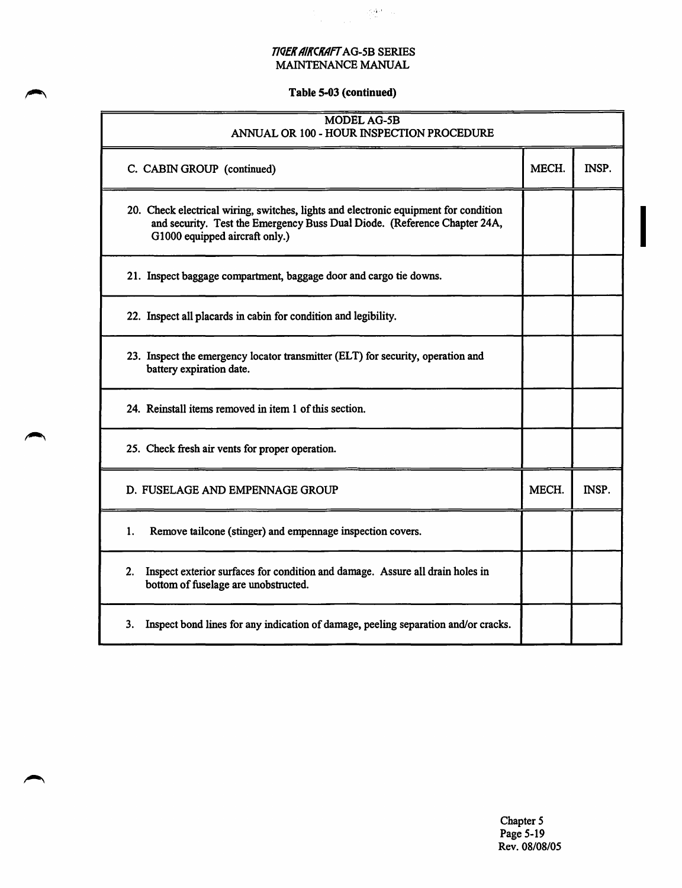**Table 5-03 (continued)**

| MODEL AG-5B<br>ANNUAL OR 100 - HOUR INSPECTION PROCEDURE | | |
|---|---|---|
| C. CABIN GROUP (continued) | MECH. | INSP. |
| 20. Check electrical wiring, switches, lights and electronic equipment for condition and security. Test the Emergency Buss Dual Diode. (Reference Chapter 24A, G1000 equipped aircraft only.) | | |
| 21. Inspect baggage compartment, baggage door and cargo tie downs. | | |
| 22. Inspect all placards in cabin for condition and legibility. | | |
| 23. Inspect the emergency locator transmitter (ELT) for security, operation and battery expiration date. | | |
| 24. Reinstall items removed in item 1 of this section. | | |
| 25. Check fresh air vents for proper operation. | | |
| D. FUSELAGE AND EMPENNAGE GROUP | MECH. | INSP. |
| 1. Remove tailcone (stinger) and empennage inspection covers. | | |
| 2. Inspect exterior surfaces for condition and damage. Assure all drain holes in bottom of fuselage are unobstructed. | | |
| 3. Inspect bond lines for any indication of damage, peeling separation and/or cracks. | | |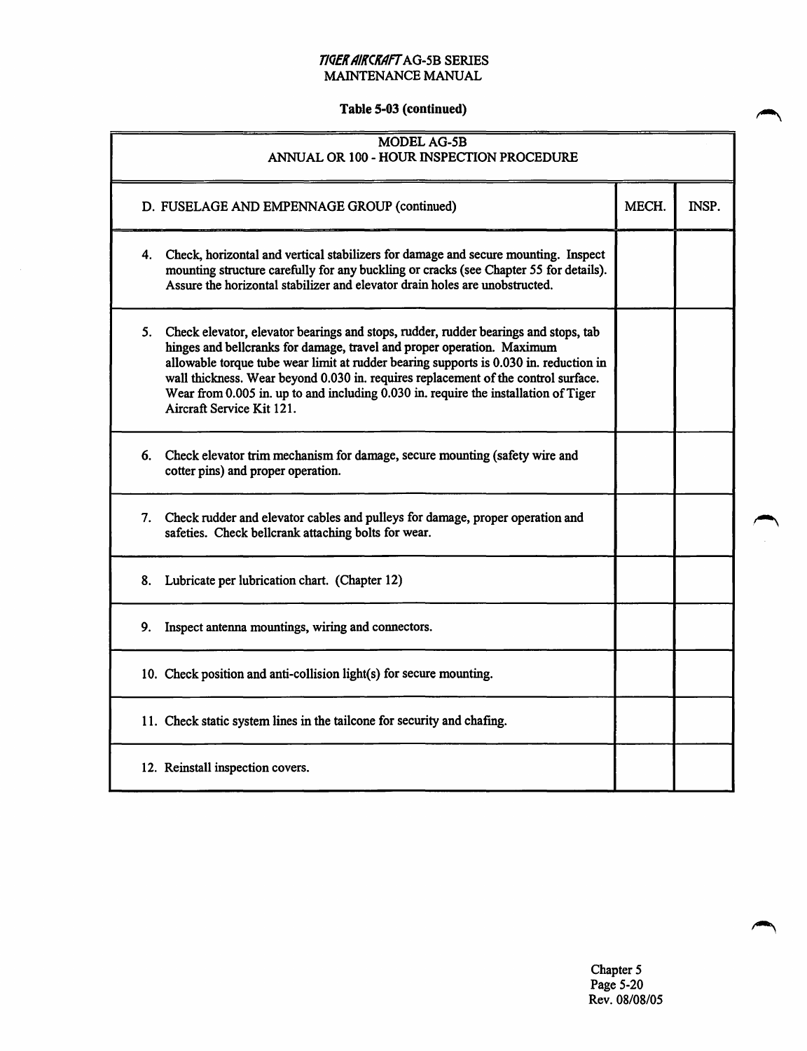**Table 5-03 (continued)**

| MODEL AG-5B<br>ANNUAL OR 100 - HOUR INSPECTION PROCEDURE | | |
|---|---|---|
| D. FUSELAGE AND EMPENNAGE GROUP (continued) | MECH. | INSP. |
| 4. Check, horizontal and vertical stabilizers for damage and secure mounting. Inspect mounting structure carefully for any buckling or cracks (see Chapter 55 for details). Assure the horizontal stabilizer and elevator drain holes are unobstructed. | | |
| 5. Check elevator, elevator bearings and stops, rudder, rudder bearings and stops, tab hinges and bellcranks for damage, travel and proper operation. Maximum allowable torque tube wear limit at rudder bearing supports is 0.030 in. reduction in wall thickness. Wear beyond 0.030 in. requires replacement of the control surface. Wear from 0.005 in. up to and including 0.030 in. require the installation of Tiger Aircraft Service Kit 121. | | |
| 6. Check elevator trim mechanism for damage, secure mounting (safety wire and cotter pins) and proper operation. | | |
| 7. Check rudder and elevator cables and pulleys for damage, proper operation and safeties. Check bellcrank attaching bolts for wear. | | |
| 8. Lubricate per lubrication chart. (Chapter 12) | | |
| 9. Inspect antenna mountings, wiring and connectors. | | |
| 10. Check position and anti-collision light(s) for secure mounting. | | |
| 11. Check static system lines in the tailcone for security and chafing. | | |
| 12. Reinstall inspection covers. | | |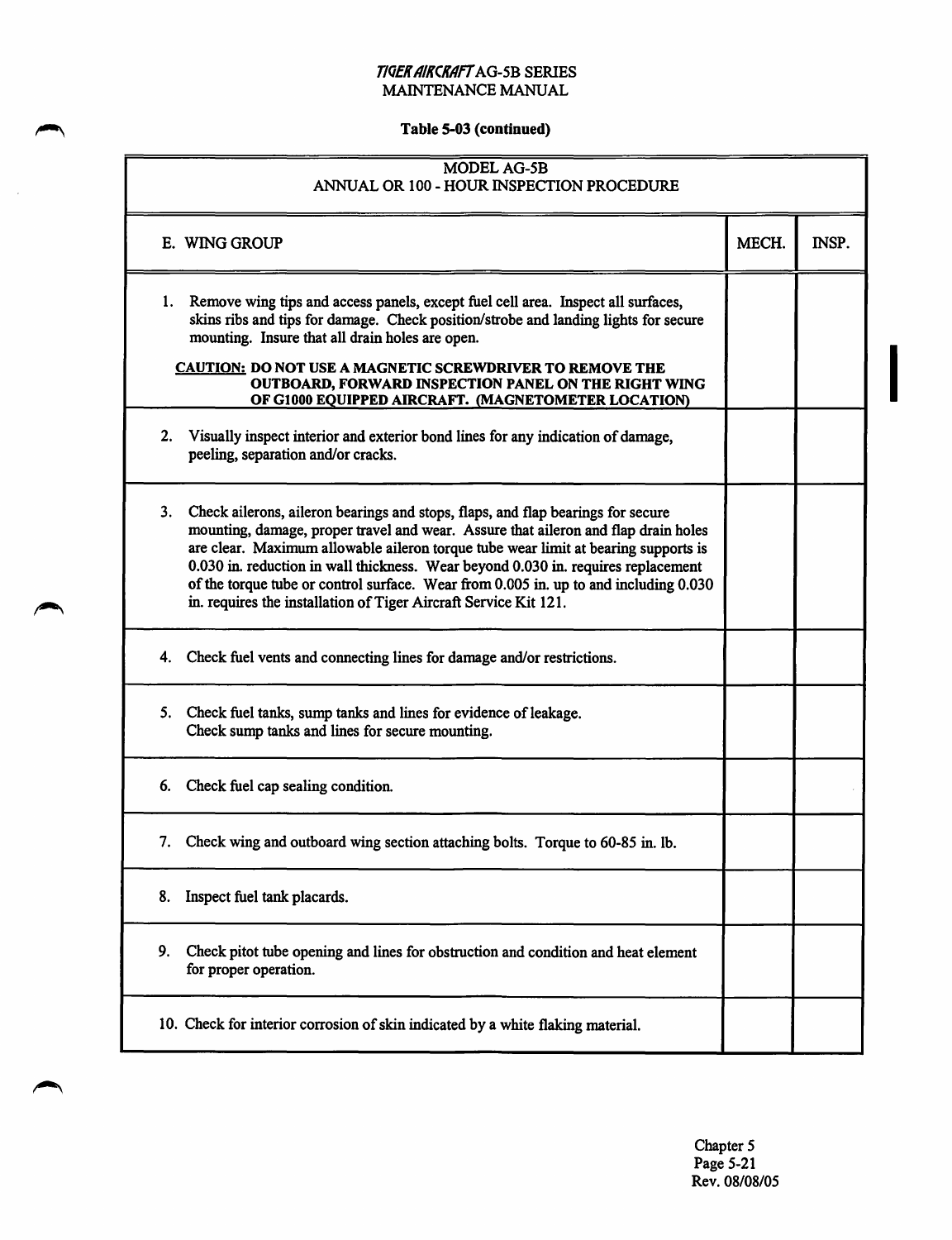**Table 5-03 (continued)**

| MODEL AG-5B<br>ANNUAL OR 100 - HOUR INSPECTION PROCEDURE | | |
|---|---|---|
| E. WING GROUP | MECH. | INSP. |
| 1. Remove wing tips and access panels, except fuel cell area. Inspect all surfaces, skins ribs and tips for damage. Check position/strobe and landing lights for secure mounting. Insure that all drain holes are open.<br>**CAUTION: DO NOT USE A MAGNETIC SCREWDRIVER TO REMOVE THE OUTBOARD, FORWARD INSPECTION PANEL ON THE RIGHT WING OF G1000 EQUIPPED AIRCRAFT. (MAGNETOMETER LOCATION)** | | |
| 2. Visually inspect interior and exterior bond lines for any indication of damage, peeling, separation and/or cracks. | | |
| 3. Check ailerons, aileron bearings and stops, flaps, and flap bearings for secure mounting, damage, proper travel and wear. Assure that aileron and flap drain holes are clear. Maximum allowable aileron torque tube wear limit at bearing supports is 0.030 in. reduction in wall thickness. Wear beyond 0.030 in. requires replacement of the torque tube or control surface. Wear from 0.005 in. up to and including 0.030 in. requires the installation of Tiger Aircraft Service Kit 121. | | |
| 4. Check fuel vents and connecting lines for damage and/or restrictions. | | |
| 5. Check fuel tanks, sump tanks and lines for evidence of leakage. Check sump tanks and lines for secure mounting. | | |
| 6. Check fuel cap sealing condition. | | |
| 7. Check wing and outboard wing section attaching bolts. Torque to 60-85 in. lb. | | |
| 8. Inspect fuel tank placards. | | |
| 9. Check pitot tube opening and lines for obstruction and condition and heat element for proper operation. | | |
| 10. Check for interior corrosion of skin indicated by a white flaking material. | | |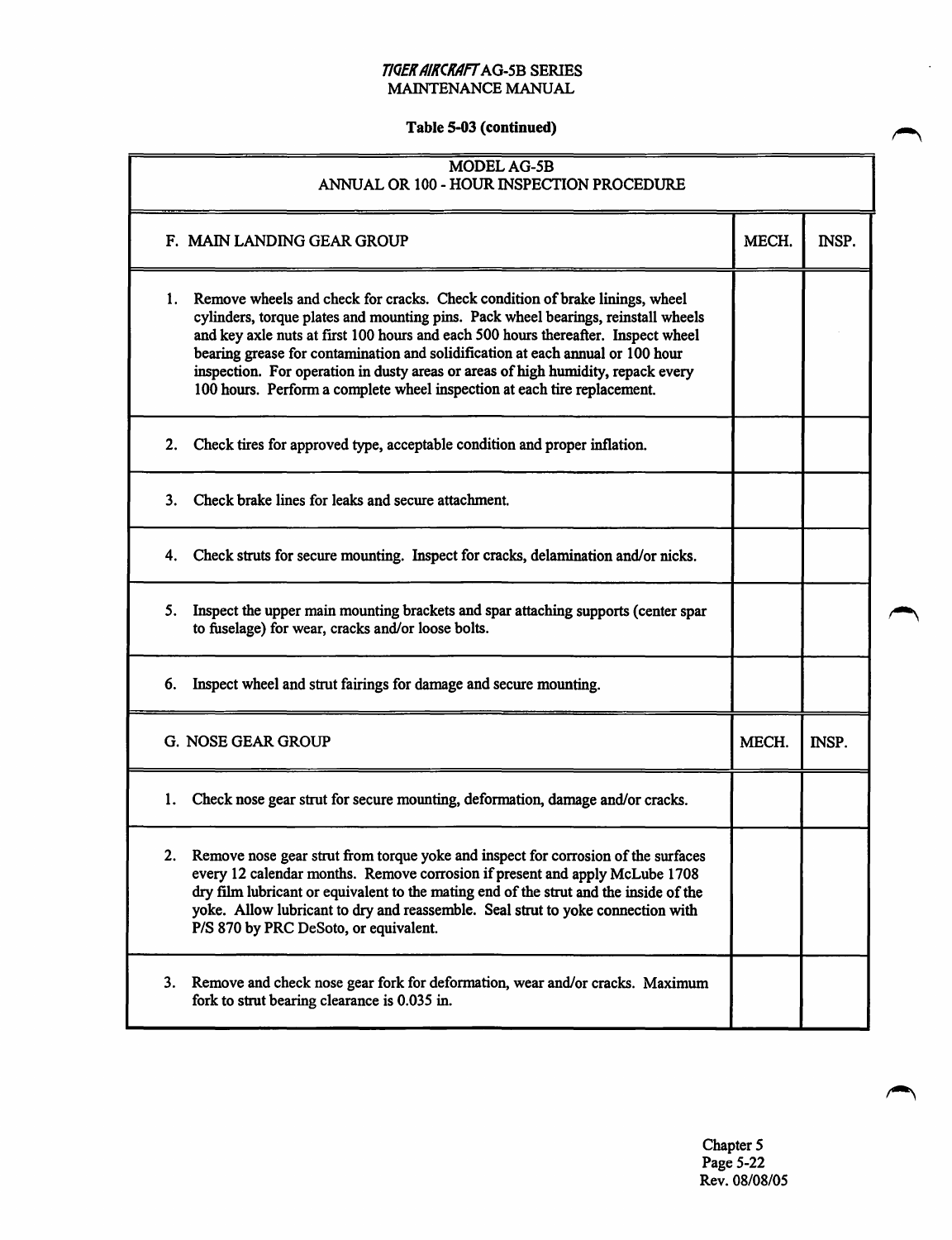**Table 5-03 (continued)**

| MODEL AG-5B<br>ANNUAL OR 100 - HOUR INSPECTION PROCEDURE | | |
|---|---|---|
| **F. MAIN LANDING GEAR GROUP** | **MECH.** | **INSP.** |
| 1. Remove wheels and check for cracks. Check condition of brake linings, wheel cylinders, torque plates and mounting pins. Pack wheel bearings, reinstall wheels and key axle nuts at first 100 hours and each 500 hours thereafter. Inspect wheel bearing grease for contamination and solidification at each annual or 100 hour inspection. For operation in dusty areas or areas of high humidity, repack every 100 hours. Perform a complete wheel inspection at each tire replacement. | | |
| 2. Check tires for approved type, acceptable condition and proper inflation. | | |
| 3. Check brake lines for leaks and secure attachment. | | |
| 4. Check struts for secure mounting. Inspect for cracks, delamination and/or nicks. | | |
| 5. Inspect the upper main mounting brackets and spar attaching supports (center spar to fuselage) for wear, cracks and/or loose bolts. | | |
| 6. Inspect wheel and strut fairings for damage and secure mounting. | | |
| **G. NOSE GEAR GROUP** | **MECH.** | **INSP.** |
| 1. Check nose gear strut for secure mounting, deformation, damage and/or cracks. | | |
| 2. Remove nose gear strut from torque yoke and inspect for corrosion of the surfaces every 12 calendar months. Remove corrosion if present and apply McLube 1708 dry film lubricant or equivalent to the mating end of the strut and the inside of the yoke. Allow lubricant to dry and reassemble. Seal strut to yoke connection with P/S 870 by PRC DeSoto, or equivalent. | | |
| 3. Remove and check nose gear fork for deformation, wear and/or cracks. Maximum fork to strut bearing clearance is 0.035 in. | | |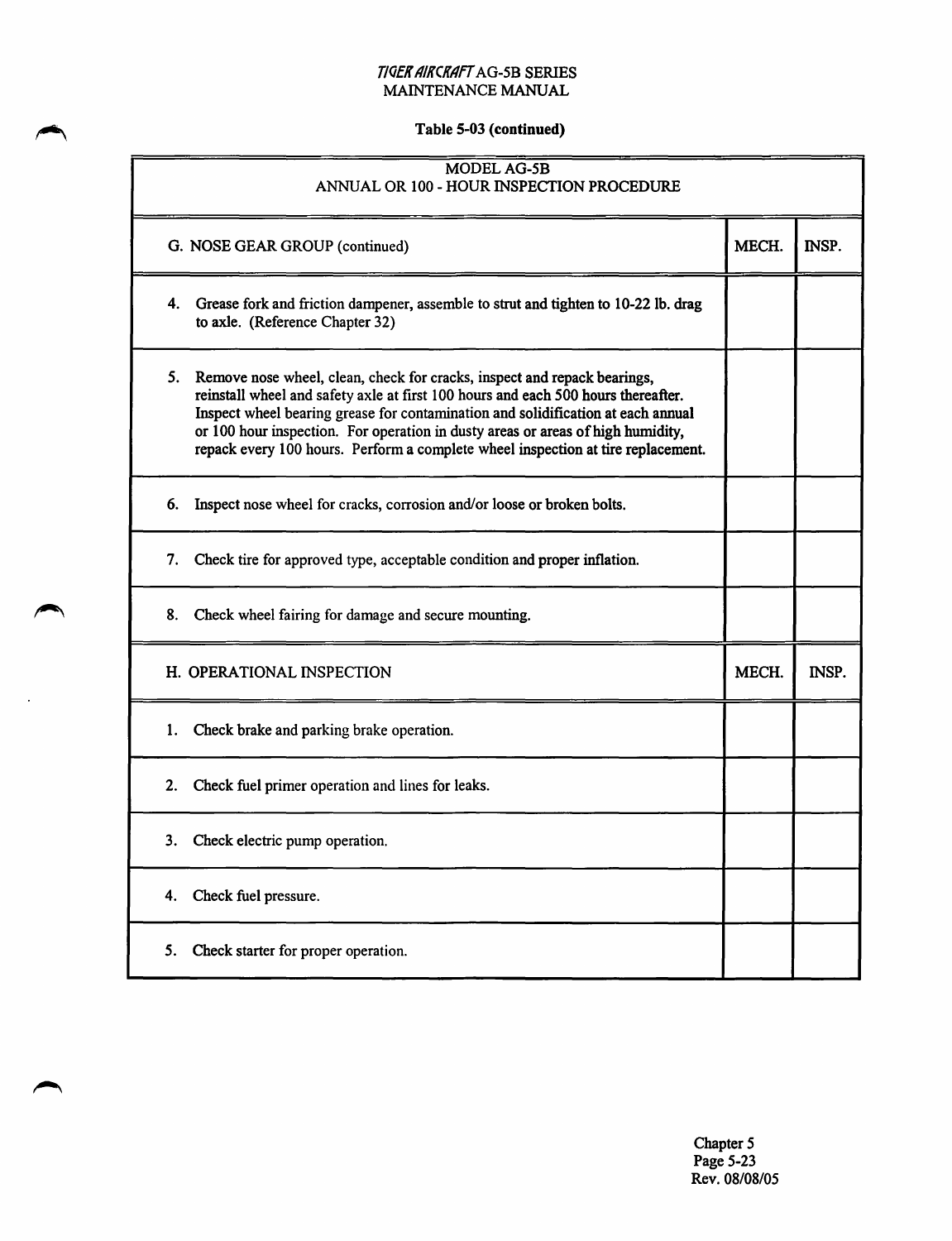**Table 5-03 (continued)**

| MODEL AG-5B ANNUAL OR 100 - HOUR INSPECTION PROCEDURE | | |
|---|---|---|
| G. NOSE GEAR GROUP (continued) | MECH. | INSP. |
| 4. Grease fork and friction dampener, assemble to strut and tighten to 10-22 lb. drag to axle. (Reference Chapter 32) | | |
| 5. Remove nose wheel, clean, check for cracks, inspect and repack bearings, reinstall wheel and safety axle at first 100 hours and each 500 hours thereafter. Inspect wheel bearing grease for contamination and solidification at each annual or 100 hour inspection. For operation in dusty areas or areas of high humidity, repack every 100 hours. Perform a complete wheel inspection at tire replacement. | | |
| 6. Inspect nose wheel for cracks, corrosion and/or loose or broken bolts. | | |
| 7. Check tire for approved type, acceptable condition and proper inflation. | | |
| 8. Check wheel fairing for damage and secure mounting. | | |
| H. OPERATIONAL INSPECTION | MECH. | INSP. |
| 1. Check brake and parking brake operation. | | |
| 2. Check fuel primer operation and lines for leaks. | | |
| 3. Check electric pump operation. | | |
| 4. Check fuel pressure. | | |
| 5. Check starter for proper operation. | | |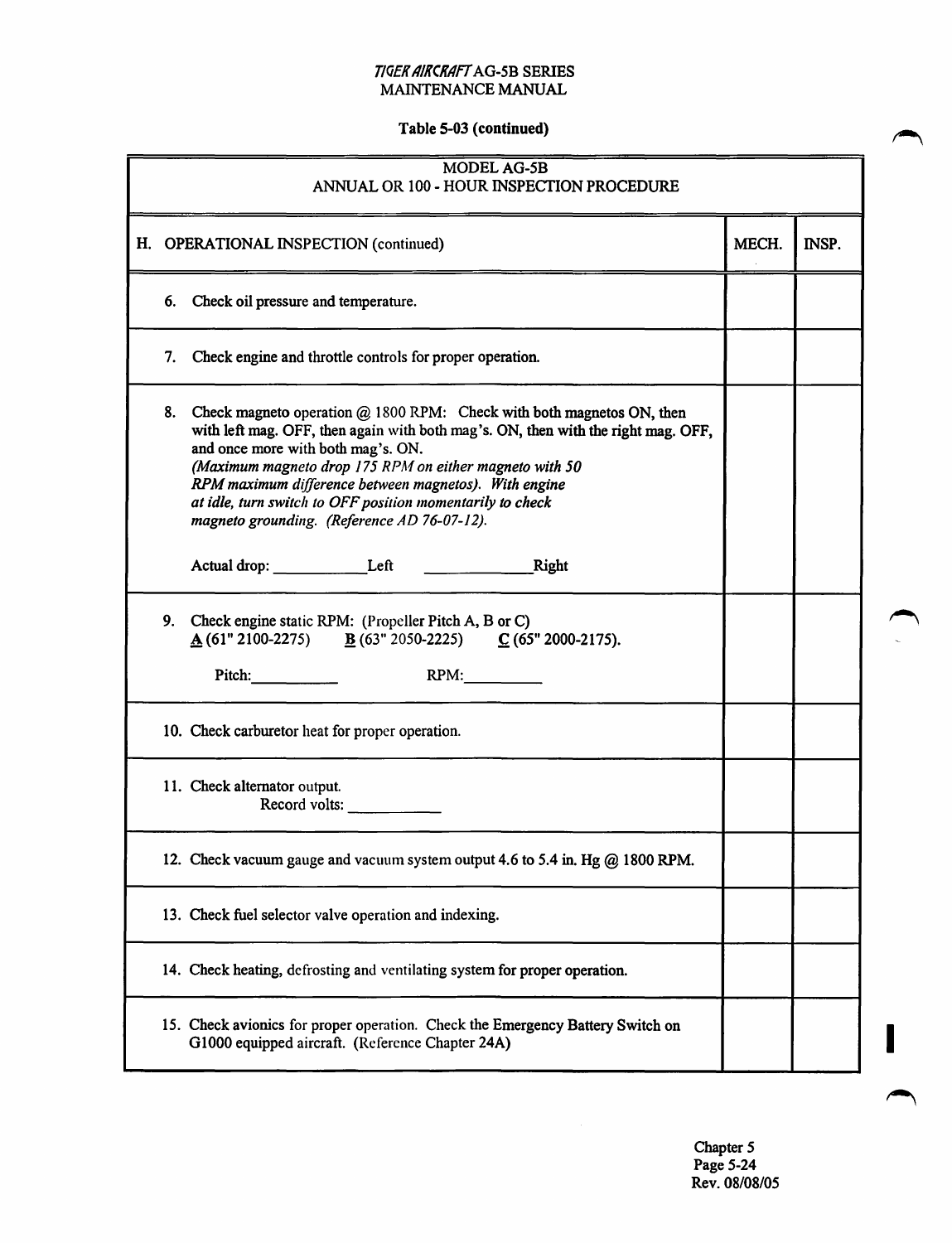**Table 5-03 (continued)**

| MODEL AG-5B<br>ANNUAL OR 100 - HOUR INSPECTION PROCEDURE | | |
|---|---|---|
| **H. OPERATIONAL INSPECTION (continued)** | **MECH.** | **INSP.** |
| 6. Check oil pressure and temperature. | | |
| 7. Check engine and throttle controls for proper operation. | | |
| 8. Check magneto operation @ 1800 RPM: Check with both magnetos ON, then with left mag. OFF, then again with both mag's. ON, then with the right mag. OFF, and once more with both mag's. ON.<br>*(Maximum magneto drop 175 RPM on either magneto with 50 RPM maximum difference between magnetos). With engine at idle, turn switch to OFF position momentarily to check magneto grounding. (Reference AD 76-07-12).*<br><br>Actual drop: ___________Left ____________Right | | |
| 9. Check engine static RPM: (Propeller Pitch A, B or C)<br><u>A</u> (61" 2100-2275) <u>B</u> (63" 2050-2225) <u>C</u> (65" 2000-2175).<br><br>Pitch:__________ RPM:_________ | | |
| 10. Check carburetor heat for proper operation. | | |
| 11. Check alternator output.<br>Record volts: ___________ | | |
| 12. Check vacuum gauge and vacuum system output 4.6 to 5.4 in. Hg @ 1800 RPM. | | |
| 13. Check fuel selector valve operation and indexing. | | |
| 14. Check heating, defrosting and ventilating system for proper operation. | | |
| 15. Check avionics for proper operation. Check the Emergency Battery Switch on G1000 equipped aircraft. (Reference Chapter 24A) | | |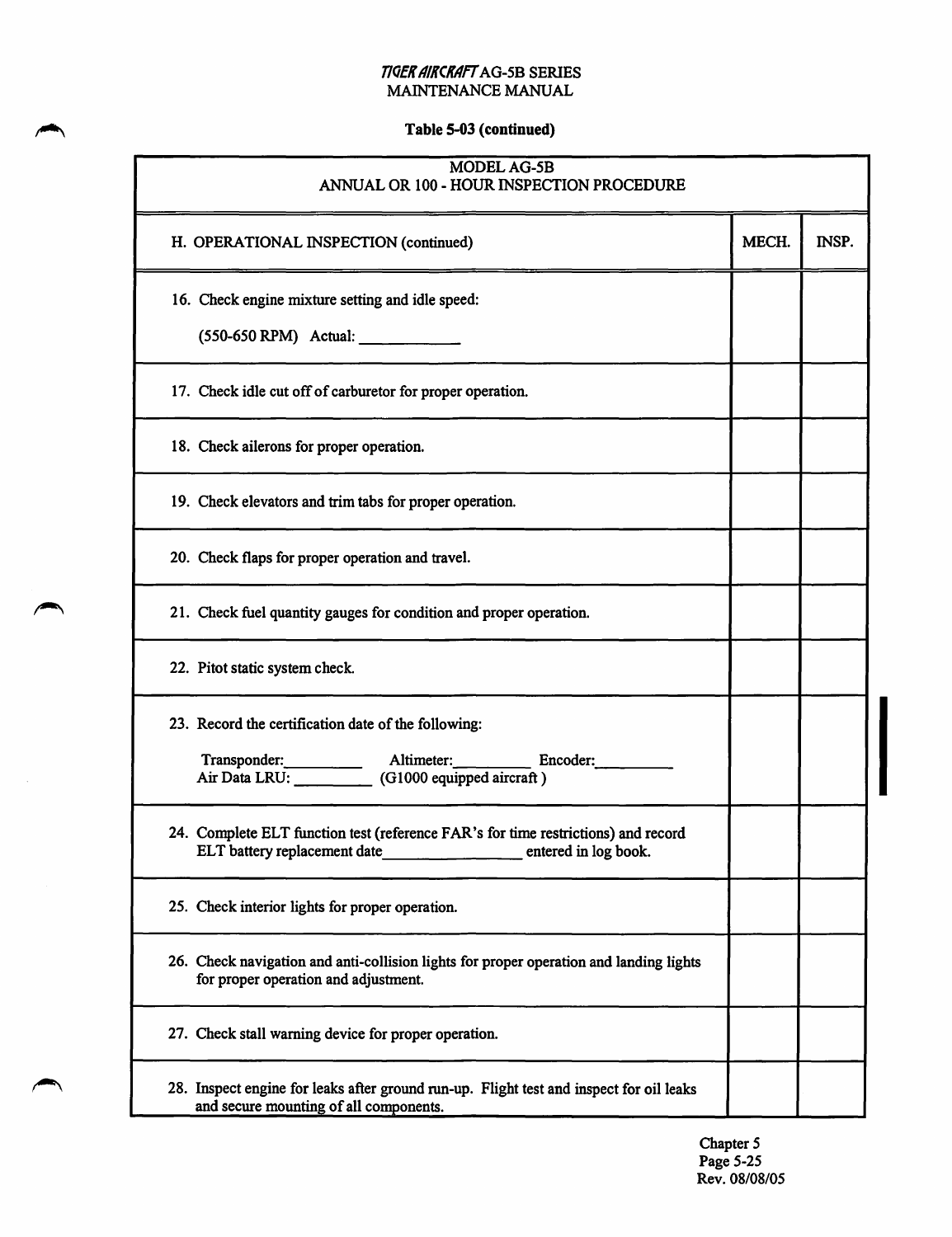**Table 5-03 (continued)**

| MODEL AG-5B<br>ANNUAL OR 100 - HOUR INSPECTION PROCEDURE | | |
|---|---|---|
| H. OPERATIONAL INSPECTION (continued) | MECH. | INSP. |
| 16. Check engine mixture setting and idle speed:<br>(550-650 RPM) Actual: ___________ | | |
| 17. Check idle cut off of carburetor for proper operation. | | |
| 18. Check ailerons for proper operation. | | |
| 19. Check elevators and trim tabs for proper operation. | | |
| 20. Check flaps for proper operation and travel. | | |
| 21. Check fuel quantity gauges for condition and proper operation. | | |
| 22. Pitot static system check. | | |
| 23. Record the certification date of the following:<br>Transponder:_________ Altimeter:_________ Encoder:_________<br>Air Data LRU: _________ (G1000 equipped aircraft) | | |
| 24. Complete ELT function test (reference FAR's for time restrictions) and record ELT battery replacement date_________________ entered in log book. | | |
| 25. Check interior lights for proper operation. | | |
| 26. Check navigation and anti-collision lights for proper operation and landing lights for proper operation and adjustment. | | |
| 27. Check stall warning device for proper operation. | | |
| 28. Inspect engine for leaks after ground run-up. Flight test and inspect for oil leaks and secure mounting of all components. | | |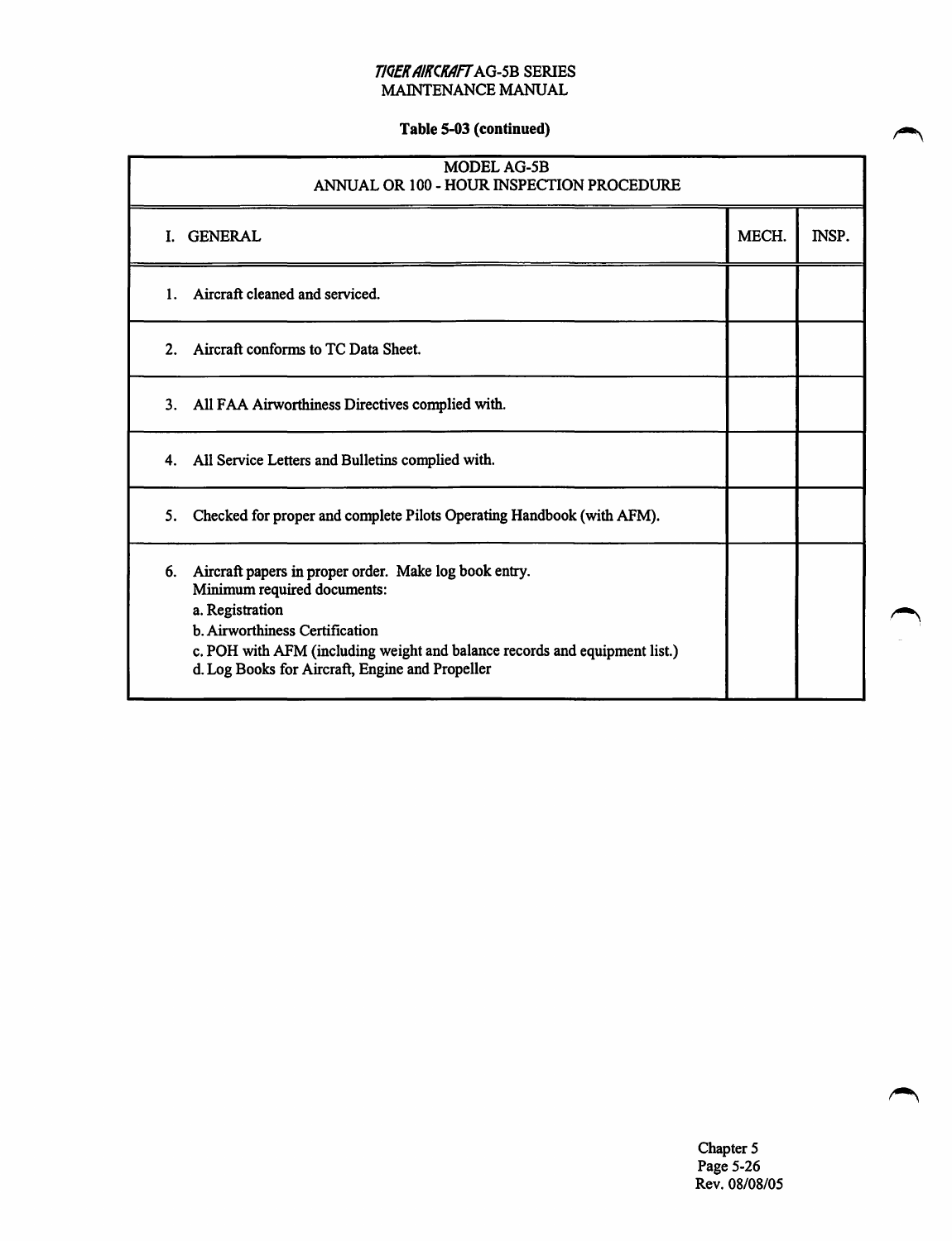**Table 5-03 (continued)**

| MODEL AG-5B<br>ANNUAL OR 100 - HOUR INSPECTION PROCEDURE | | |
|---|---|---|
| I. GENERAL | MECH. | INSP. |
| 1. Aircraft cleaned and serviced. | | |
| 2. Aircraft conforms to TC Data Sheet. | | |
| 3. All FAA Airworthiness Directives complied with. | | |
| 4. All Service Letters and Bulletins complied with. | | |
| 5. Checked for proper and complete Pilots Operating Handbook (with AFM). | | |
| 6. Aircraft papers in proper order. Make log book entry.<br>Minimum required documents:<br>a. Registration<br>b. Airworthiness Certification<br>c. POH with AFM (including weight and balance records and equipment list.)<br>d. Log Books for Aircraft, Engine and Propeller | | |